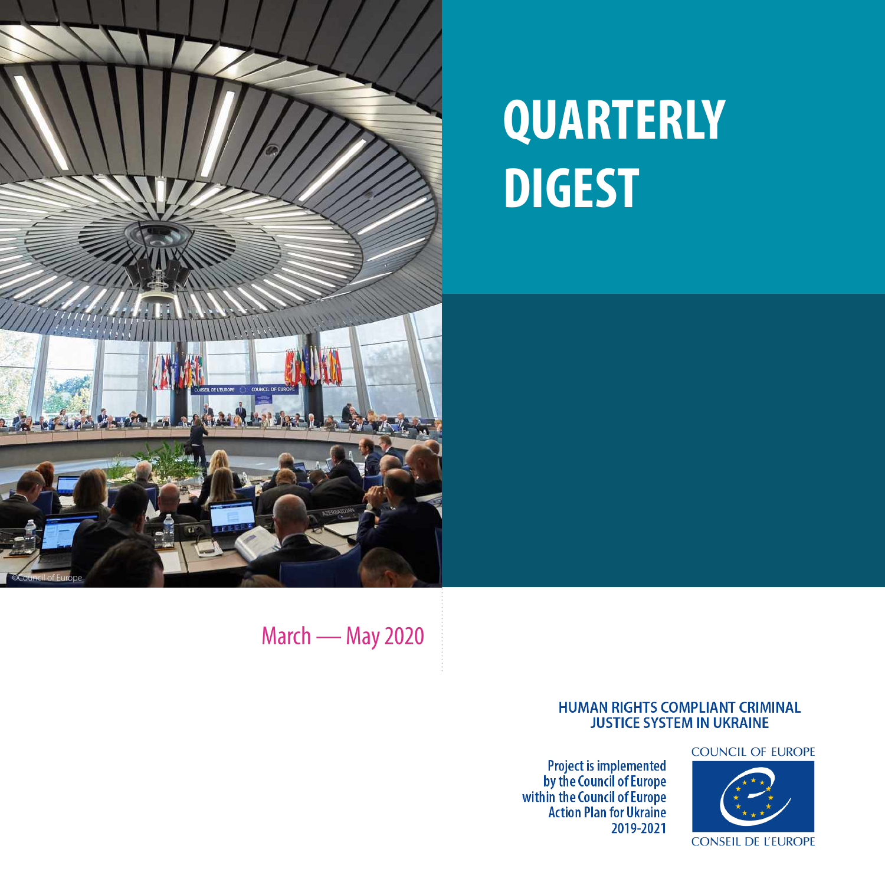# QUARTERLY DIGEST

March — May 2020

HUMAN RIGHTS COMPLIANT CRIMINAL JUSTICE SYSTEM IN UKRAINE

Project is implemented by the Council of Europe within the Council of Europe Action Plan for Ukraine 2019-2021

COUNCIL OF EUROPE

CONSEIL DE L'EUROPE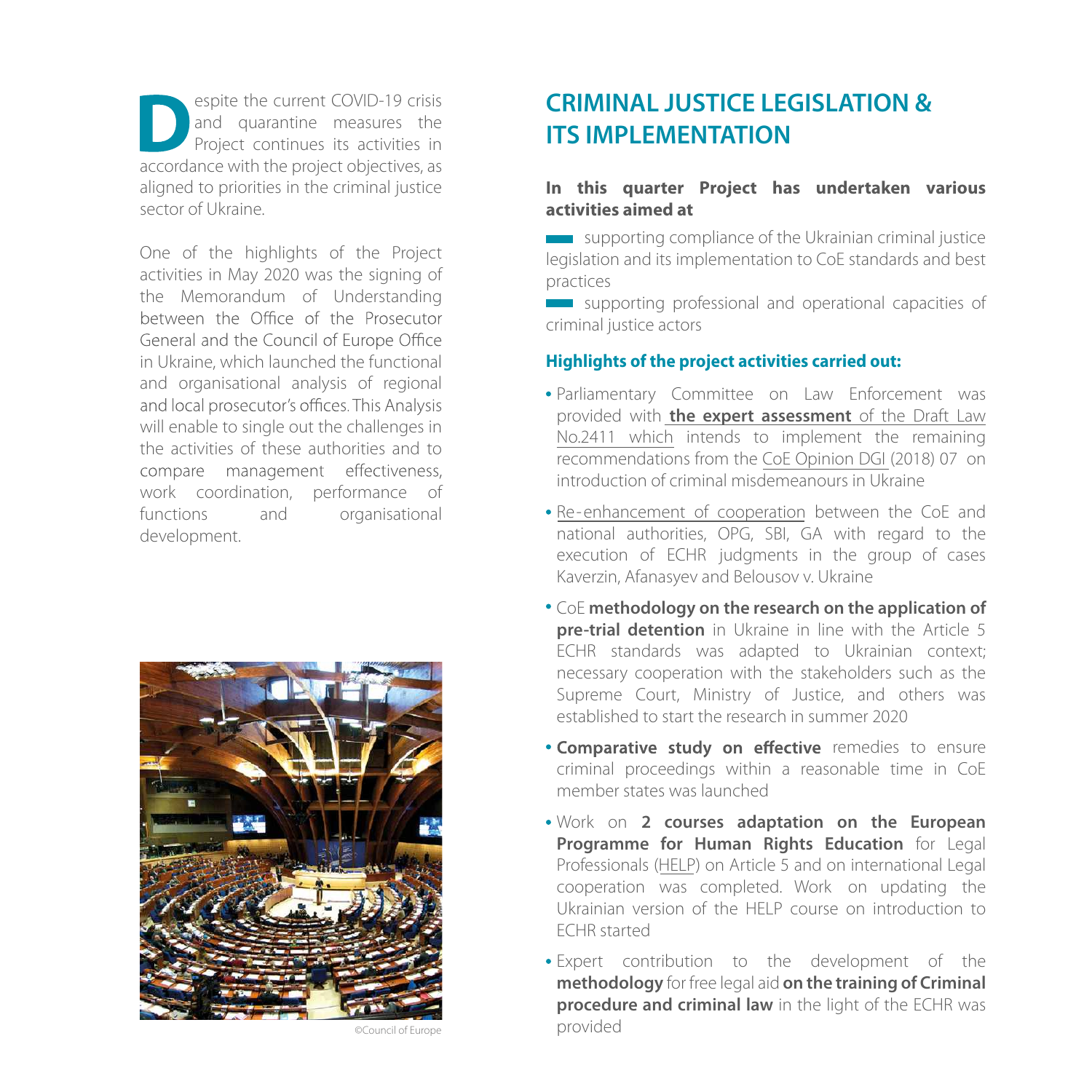Despite the current COVID-19 crisis and quarantine measures the Project continues its activities in accordance with the project objectives, as aligned to priorities in the criminal justice sector of Ukraine.

One of the highlights of the Project activities in May 2020 was the signing of the Memorandum of Understanding between the Office of the Prosecutor General and the Council of Europe Office in Ukraine, which launched the functional and organisational analysis of regional and local prosecutor's offices. This Analysis will enable to single out the challenges in the activities of these authorities and to compare management effectiveness, work coordination, performance of functions and organisational development.

©Council of Europe

## CRIMINAL JUSTICE LEGISLATION & ITS IMPLEMENTATION

**In this quarter Project has undertaken various activities aimed at**

- supporting compliance of the Ukrainian criminal justice legislation and its implementation to CoE standards and best practices
- supporting professional and operational capacities of criminal justice actors

**Highlights of the project activities carried out:**

- Parliamentary Committee on Law Enforcement was provided with **the expert assessment** of the Draft Law No.2411 which intends to implement the remaining recommendations from the CoE Opinion DGI (2018) 07 on introduction of criminal misdemeanours in Ukraine
- Re-enhancement of cooperation between the CoE and national authorities, OPG, SBI, GA with regard to the execution of ECHR judgments in the group of cases Kaverzin, Afanasyev and Belousov v. Ukraine
- CoE **methodology on the research on the application of pre-trial detention** in Ukraine in line with the Article 5 ECHR standards was adapted to Ukrainian context; necessary cooperation with the stakeholders such as the Supreme Court, Ministry of Justice, and others was established to start the research in summer 2020
- **Comparative study on effective** remedies to ensure criminal proceedings within a reasonable time in CoE member states was launched
- Work on **2 courses adaptation on the European Programme for Human Rights Education** for Legal Professionals (HELP) on Article 5 and on international Legal cooperation was completed. Work on updating the Ukrainian version of the HELP course on introduction to ECHR started
- Expert contribution to the development of the **methodology** for free legal aid **on the training of Criminal procedure and criminal law** in the light of the ECHR was provided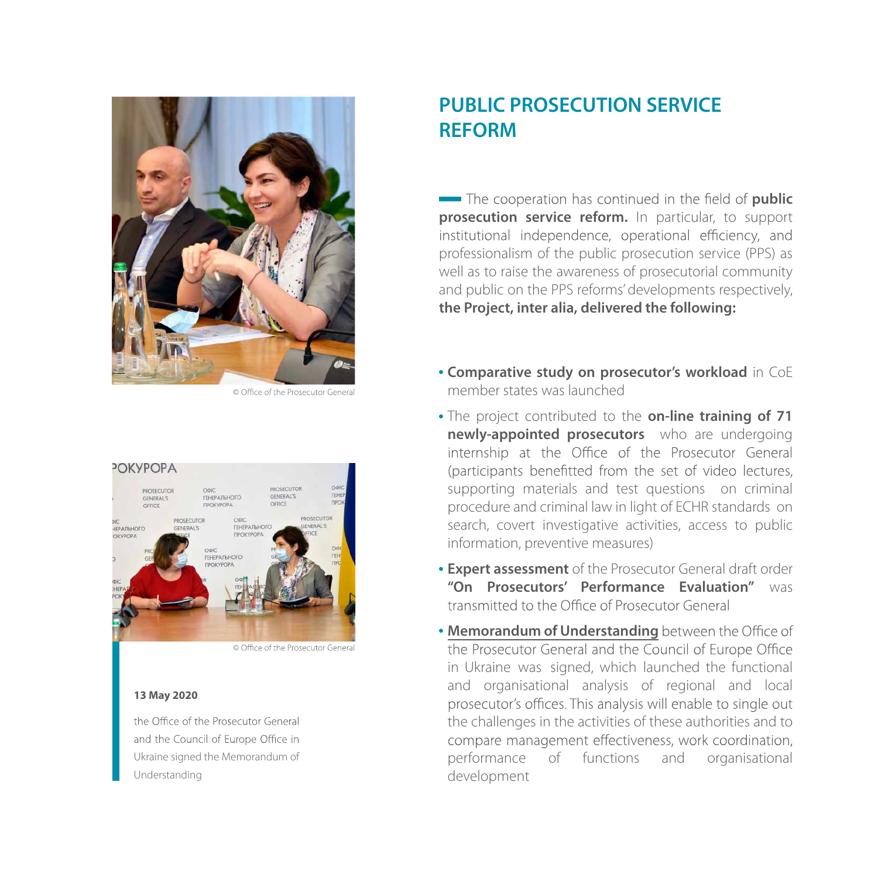© Office of the Prosecutor General

© Office of the Prosecutor General

**13 May 2020**

the Office of the Prosecutor General and the Council of Europe Office in Ukraine signed the Memorandum of Understanding

## PUBLIC PROSECUTION SERVICE REFORM

The cooperation has continued in the field of **public prosecution service reform.** In particular, to support institutional independence, operational efficiency, and professionalism of the public prosecution service (PPS) as well as to raise the awareness of prosecutorial community and public on the PPS reforms' developments respectively, **the Project, inter alia, delivered the following:**

- **Comparative study on prosecutor's workload** in CoE member states was launched
- The project contributed to the **on-line training of 71 newly-appointed prosecutors** who are undergoing internship at the Office of the Prosecutor General (participants benefitted from the set of video lectures, supporting materials and test questions on criminal procedure and criminal law in light of ECHR standards on search, covert investigative activities, access to public information, preventive measures)
- **Expert assessment** of the Prosecutor General draft order **"On Prosecutors' Performance Evaluation"** was transmitted to the Office of Prosecutor General
- **Memorandum of Understanding** between the Office of the Prosecutor General and the Council of Europe Office in Ukraine was signed, which launched the functional and organisational analysis of regional and local prosecutor's offices. This analysis will enable to single out the challenges in the activities of these authorities and to compare management effectiveness, work coordination, performance of functions and organisational development